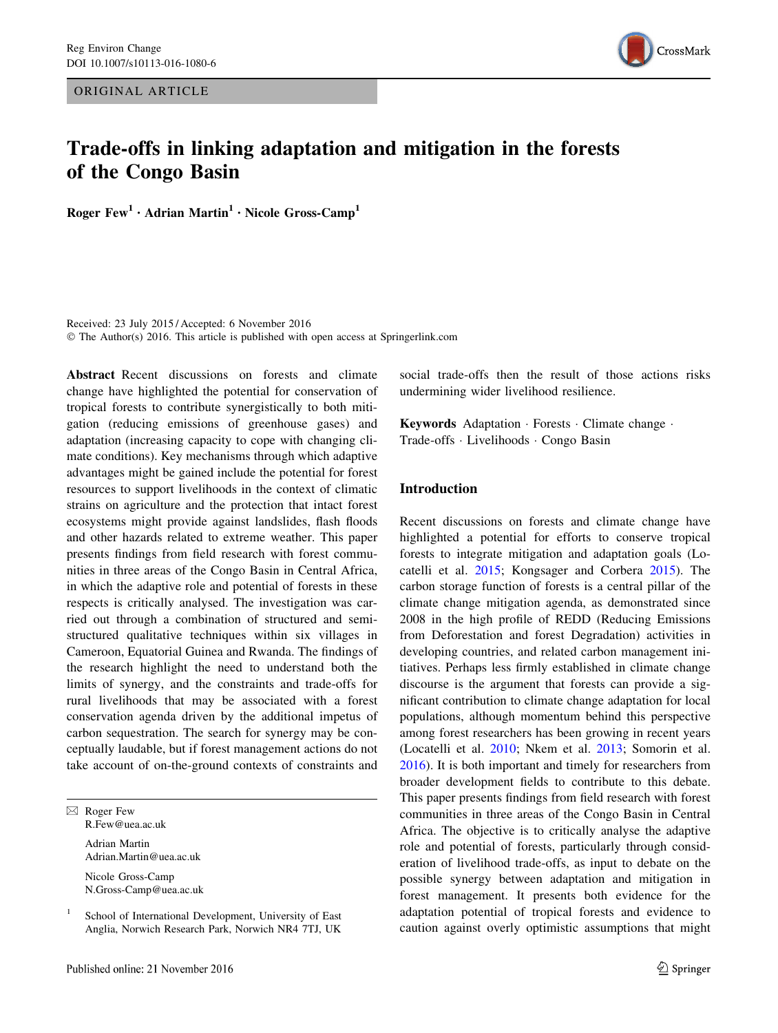ORIGINAL ARTICLE

# Trade-offs in linking adaptation and mitigation in the forests of the Congo Basin

**Roger Few[1] · Adrian Martin[1] · Nicole Gross-Camp[1]**

Received: 23 July 2015 / Accepted: 6 November 2016
© The Author(s) 2016. This article is published with open access at Springerlink.com

**Abstract** Recent discussions on forests and climate change have highlighted the potential for conservation of tropical forests to contribute synergistically to both mitigation (reducing emissions of greenhouse gases) and adaptation (increasing capacity to cope with changing climate conditions). Key mechanisms through which adaptive advantages might be gained include the potential for forest resources to support livelihoods in the context of climatic strains on agriculture and the protection that intact forest ecosystems might provide against landslides, flash floods and other hazards related to extreme weather. This paper presents findings from field research with forest communities in three areas of the Congo Basin in Central Africa, in which the adaptive role and potential of forests in these respects is critically analysed. The investigation was carried out through a combination of structured and semi-structured qualitative techniques within six villages in Cameroon, Equatorial Guinea and Rwanda. The findings of the research highlight the need to understand both the limits of synergy, and the constraints and trade-offs for rural livelihoods that may be associated with a forest conservation agenda driven by the additional impetus of carbon sequestration. The search for synergy may be conceptually laudable, but if forest management actions do not take account of on-the-ground contexts of constraints and social trade-offs then the result of those actions risks undermining wider livelihood resilience.

**Keywords** Adaptation · Forests · Climate change · Trade-offs · Livelihoods · Congo Basin

✉ Roger Few
R.Few@uea.ac.uk

Adrian Martin
Adrian.Martin@uea.ac.uk

Nicole Gross-Camp
N.Gross-Camp@uea.ac.uk

[1] School of International Development, University of East Anglia, Norwich Research Park, Norwich NR4 7TJ, UK

## Introduction

Recent discussions on forests and climate change have highlighted a potential for efforts to conserve tropical forests to integrate mitigation and adaptation goals (Locatelli et al. 2015; Kongsager and Corbera 2015). The carbon storage function of forests is a central pillar of the climate change mitigation agenda, as demonstrated since 2008 in the high profile of REDD (Reducing Emissions from Deforestation and forest Degradation) activities in developing countries, and related carbon management initiatives. Perhaps less firmly established in climate change discourse is the argument that forests can provide a significant contribution to climate change adaptation for local populations, although momentum behind this perspective among forest researchers has been growing in recent years (Locatelli et al. 2010; Nkem et al. 2013; Somorin et al. 2016). It is both important and timely for researchers from broader development fields to contribute to this debate. This paper presents findings from field research with forest communities in three areas of the Congo Basin in Central Africa. The objective is to critically analyse the adaptive role and potential of forests, particularly through consideration of livelihood trade-offs, as input to debate on the possible synergy between adaptation and mitigation in forest management. It presents both evidence for the adaptation potential of tropical forests and evidence to caution against overly optimistic assumptions that might

Published online: 21 November 2016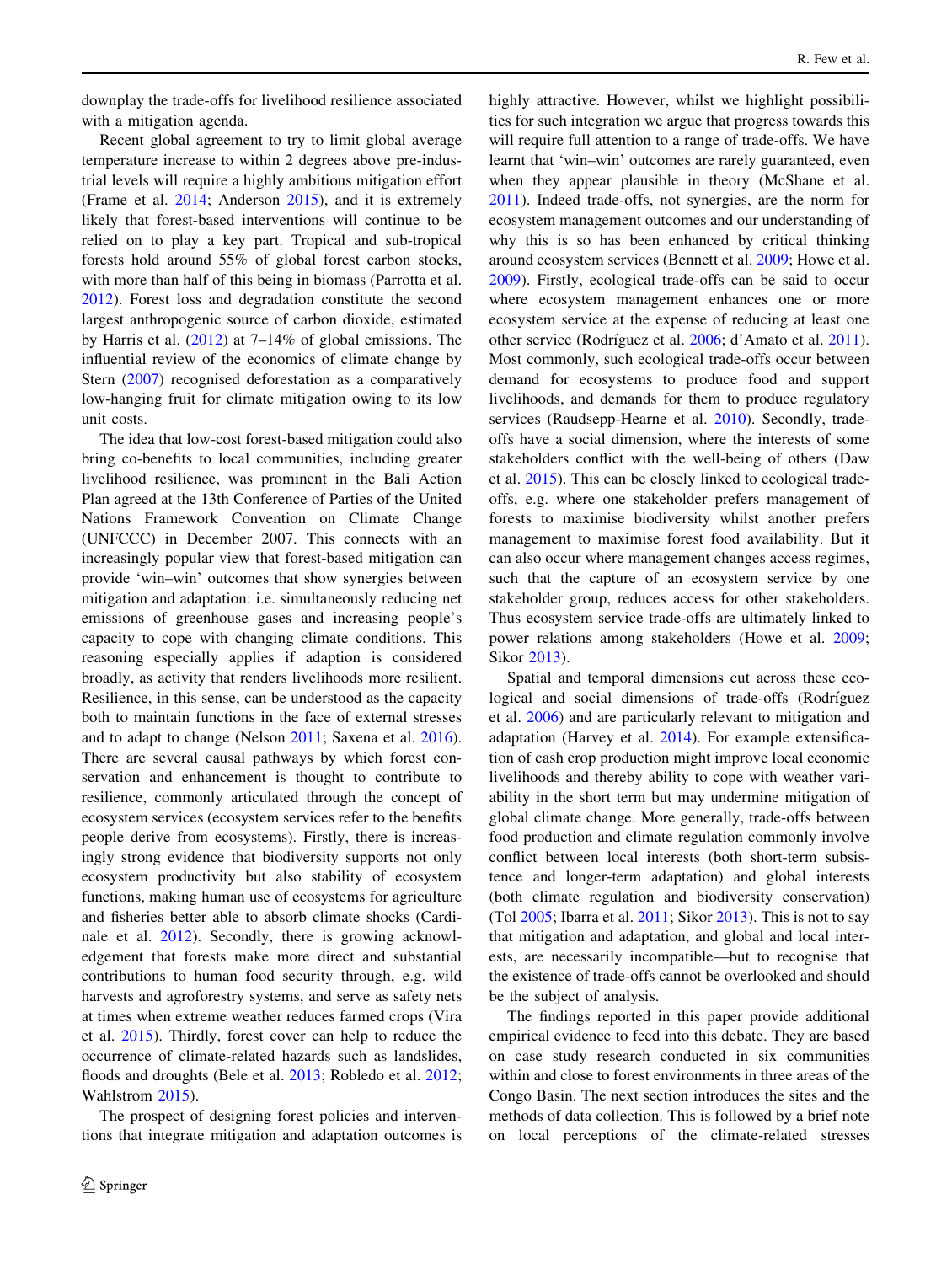downplay the trade-offs for livelihood resilience associated with a mitigation agenda.

Recent global agreement to try to limit global average temperature increase to within 2 degrees above pre-industrial levels will require a highly ambitious mitigation effort (Frame et al. 2014; Anderson 2015), and it is extremely likely that forest-based interventions will continue to be relied on to play a key part. Tropical and sub-tropical forests hold around 55% of global forest carbon stocks, with more than half of this being in biomass (Parrotta et al. 2012). Forest loss and degradation constitute the second largest anthropogenic source of carbon dioxide, estimated by Harris et al. (2012) at 7–14% of global emissions. The influential review of the economics of climate change by Stern (2007) recognised deforestation as a comparatively low-hanging fruit for climate mitigation owing to its low unit costs.

The idea that low-cost forest-based mitigation could also bring co-benefits to local communities, including greater livelihood resilience, was prominent in the Bali Action Plan agreed at the 13th Conference of Parties of the United Nations Framework Convention on Climate Change (UNFCCC) in December 2007. This connects with an increasingly popular view that forest-based mitigation can provide 'win–win' outcomes that show synergies between mitigation and adaptation: i.e. simultaneously reducing net emissions of greenhouse gases and increasing people's capacity to cope with changing climate conditions. This reasoning especially applies if adaption is considered broadly, as activity that renders livelihoods more resilient. Resilience, in this sense, can be understood as the capacity both to maintain functions in the face of external stresses and to adapt to change (Nelson 2011; Saxena et al. 2016). There are several causal pathways by which forest conservation and enhancement is thought to contribute to resilience, commonly articulated through the concept of ecosystem services (ecosystem services refer to the benefits people derive from ecosystems). Firstly, there is increasingly strong evidence that biodiversity supports not only ecosystem productivity but also stability of ecosystem functions, making human use of ecosystems for agriculture and fisheries better able to absorb climate shocks (Cardinale et al. 2012). Secondly, there is growing acknowledgement that forests make more direct and substantial contributions to human food security through, e.g. wild harvests and agroforestry systems, and serve as safety nets at times when extreme weather reduces farmed crops (Vira et al. 2015). Thirdly, forest cover can help to reduce the occurrence of climate-related hazards such as landslides, floods and droughts (Bele et al. 2013; Robledo et al. 2012; Wahlstrom 2015).

The prospect of designing forest policies and interventions that integrate mitigation and adaptation outcomes is highly attractive. However, whilst we highlight possibilities for such integration we argue that progress towards this will require full attention to a range of trade-offs. We have learnt that 'win–win' outcomes are rarely guaranteed, even when they appear plausible in theory (McShane et al. 2011). Indeed trade-offs, not synergies, are the norm for ecosystem management outcomes and our understanding of why this is so has been enhanced by critical thinking around ecosystem services (Bennett et al. 2009; Howe et al. 2009). Firstly, ecological trade-offs can be said to occur where ecosystem management enhances one or more ecosystem service at the expense of reducing at least one other service (Rodríguez et al. 2006; d'Amato et al. 2011). Most commonly, such ecological trade-offs occur between demand for ecosystems to produce food and support livelihoods, and demands for them to produce regulatory services (Raudsepp-Hearne et al. 2010). Secondly, trade-offs have a social dimension, where the interests of some stakeholders conflict with the well-being of others (Daw et al. 2015). This can be closely linked to ecological trade-offs, e.g. where one stakeholder prefers management of forests to maximise biodiversity whilst another prefers management to maximise forest food availability. But it can also occur where management changes access regimes, such that the capture of an ecosystem service by one stakeholder group, reduces access for other stakeholders. Thus ecosystem service trade-offs are ultimately linked to power relations among stakeholders (Howe et al. 2009; Sikor 2013).

Spatial and temporal dimensions cut across these ecological and social dimensions of trade-offs (Rodríguez et al. 2006) and are particularly relevant to mitigation and adaptation (Harvey et al. 2014). For example extensification of cash crop production might improve local economic livelihoods and thereby ability to cope with weather variability in the short term but may undermine mitigation of global climate change. More generally, trade-offs between food production and climate regulation commonly involve conflict between local interests (both short-term subsistence and longer-term adaptation) and global interests (both climate regulation and biodiversity conservation) (Tol 2005; Ibarra et al. 2011; Sikor 2013). This is not to say that mitigation and adaptation, and global and local interests, are necessarily incompatible—but to recognise that the existence of trade-offs cannot be overlooked and should be the subject of analysis.

The findings reported in this paper provide additional empirical evidence to feed into this debate. They are based on case study research conducted in six communities within and close to forest environments in three areas of the Congo Basin. The next section introduces the sites and the methods of data collection. This is followed by a brief note on local perceptions of the climate-related stresses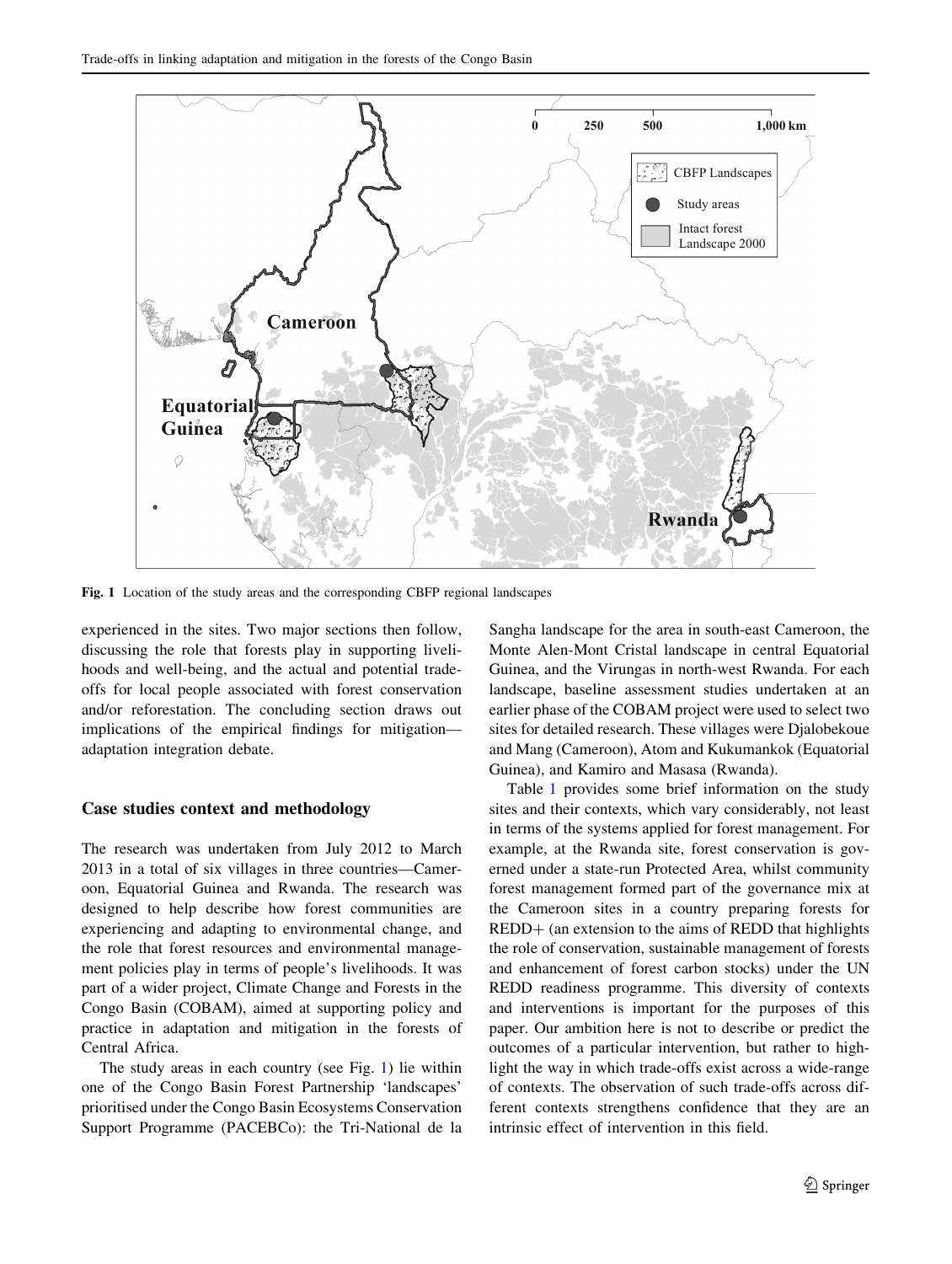Fig. 1 Location of the study areas and the corresponding CBFP regional landscapes

experienced in the sites. Two major sections then follow, discussing the role that forests play in supporting livelihoods and well-being, and the actual and potential trade-offs for local people associated with forest conservation and/or reforestation. The concluding section draws out implications of the empirical findings for mitigation—adaptation integration debate.

## Case studies context and methodology

The research was undertaken from July 2012 to March 2013 in a total of six villages in three countries—Cameroon, Equatorial Guinea and Rwanda. The research was designed to help describe how forest communities are experiencing and adapting to environmental change, and the role that forest resources and environmental management policies play in terms of people's livelihoods. It was part of a wider project, Climate Change and Forests in the Congo Basin (COBAM), aimed at supporting policy and practice in adaptation and mitigation in the forests of Central Africa.

The study areas in each country (see Fig. 1) lie within one of the Congo Basin Forest Partnership 'landscapes' prioritised under the Congo Basin Ecosystems Conservation Support Programme (PACEBCo): the Tri-National de la Sangha landscape for the area in south-east Cameroon, the Monte Alen-Mont Cristal landscape in central Equatorial Guinea, and the Virungas in north-west Rwanda. For each landscape, baseline assessment studies undertaken at an earlier phase of the COBAM project were used to select two sites for detailed research. These villages were Djalobekoue and Mang (Cameroon), Atom and Kukumankok (Equatorial Guinea), and Kamiro and Masasa (Rwanda).

Table 1 provides some brief information on the study sites and their contexts, which vary considerably, not least in terms of the systems applied for forest management. For example, at the Rwanda site, forest conservation is governed under a state-run Protected Area, whilst community forest management formed part of the governance mix at the Cameroon sites in a country preparing forests for REDD+ (an extension to the aims of REDD that highlights the role of conservation, sustainable management of forests and enhancement of forest carbon stocks) under the UN REDD readiness programme. This diversity of contexts and interventions is important for the purposes of this paper. Our ambition here is not to describe or predict the outcomes of a particular intervention, but rather to highlight the way in which trade-offs exist across a wide-range of contexts. The observation of such trade-offs across different contexts strengthens confidence that they are an intrinsic effect of intervention in this field.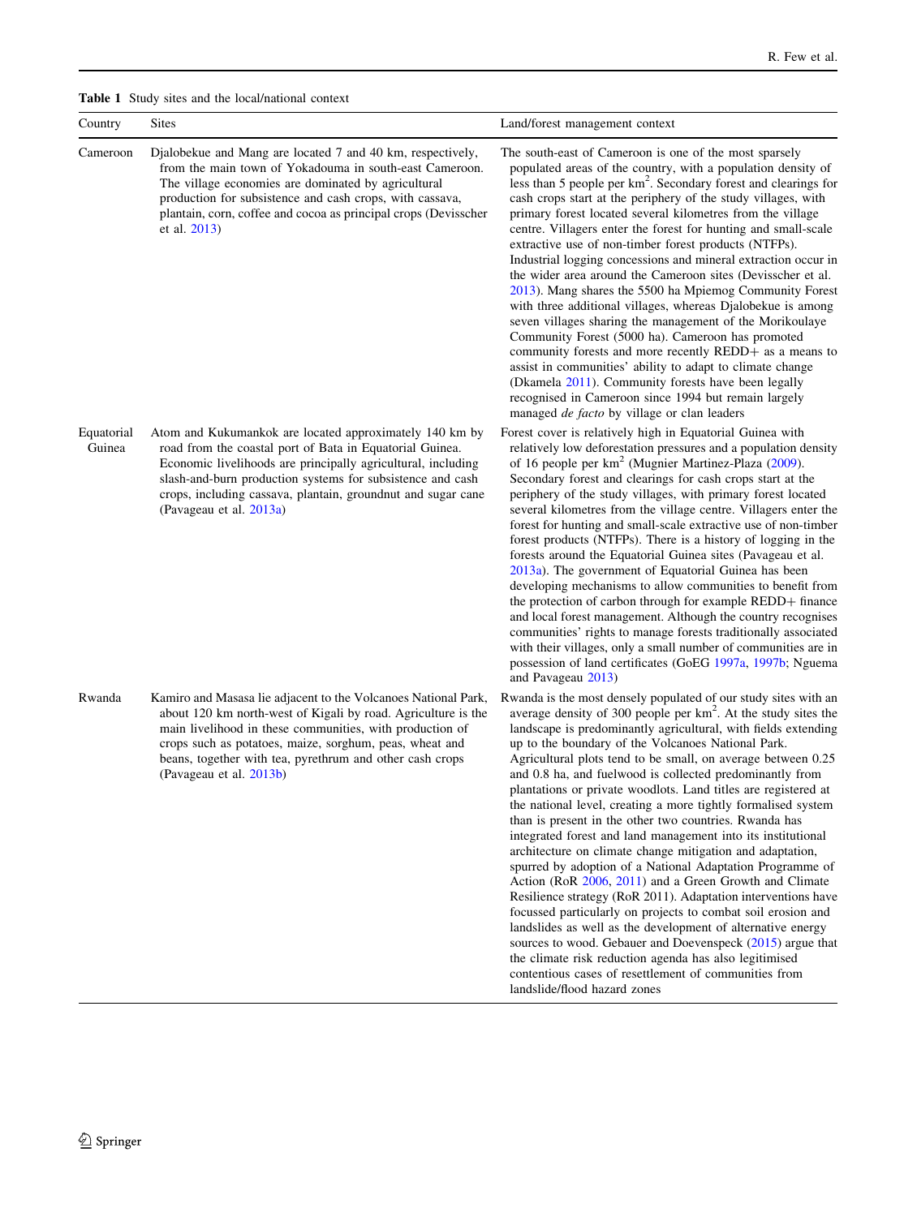**Table 1** Study sites and the local/national context

| Country | Sites | Land/forest management context |
|---|---|---|
| Cameroon | Djalobekue and Mang are located 7 and 40 km, respectively, from the main town of Yokadouma in south-east Cameroon. The village economies are dominated by agricultural production for subsistence and cash crops, with cassava, plantain, corn, coffee and cocoa as principal crops (Devisscher et al. 2013) | The south-east of Cameroon is one of the most sparsely populated areas of the country, with a population density of less than 5 people per km$^2$. Secondary forest and clearings for cash crops start at the periphery of the study villages, with primary forest located several kilometres from the village centre. Villagers enter the forest for hunting and small-scale extractive use of non-timber forest products (NTFPs). Industrial logging concessions and mineral extraction occur in the wider area around the Cameroon sites (Devisscher et al. 2013). Mang shares the 5500 ha Mpiemog Community Forest with three additional villages, whereas Djalobekue is among seven villages sharing the management of the Morikoulaye Community Forest (5000 ha). Cameroon has promoted community forests and more recently REDD+ as a means to assist in communities' ability to adapt to climate change (Dkamela 2011). Community forests have been legally recognised in Cameroon since 1994 but remain largely managed *de facto* by village or clan leaders |
| Equatorial Guinea | Atom and Kukumankok are located approximately 140 km by road from the coastal port of Bata in Equatorial Guinea. Economic livelihoods are principally agricultural, including slash-and-burn production systems for subsistence and cash crops, including cassava, plantain, groundnut and sugar cane (Pavageau et al. 2013a) | Forest cover is relatively high in Equatorial Guinea with relatively low deforestation pressures and a population density of 16 people per km$^2$ (Mugnier Martinez-Plaza (2009). Secondary forest and clearings for cash crops start at the periphery of the study villages, with primary forest located several kilometres from the village centre. Villagers enter the forest for hunting and small-scale extractive use of non-timber forest products (NTFPs). There is a history of logging in the forests around the Equatorial Guinea sites (Pavageau et al. 2013a). The government of Equatorial Guinea has been developing mechanisms to allow communities to benefit from the protection of carbon through for example REDD+ finance and local forest management. Although the country recognises communities' rights to manage forests traditionally associated with their villages, only a small number of communities are in possession of land certificates (GoEG 1997a, 1997b; Nguema and Pavageau 2013) |
| Rwanda | Kamiro and Masasa lie adjacent to the Volcanoes National Park, about 120 km north-west of Kigali by road. Agriculture is the main livelihood in these communities, with production of crops such as potatoes, maize, sorghum, peas, wheat and beans, together with tea, pyrethrum and other cash crops (Pavageau et al. 2013b) | Rwanda is the most densely populated of our study sites with an average density of 300 people per km$^2$. At the study sites the landscape is predominantly agricultural, with fields extending up to the boundary of the Volcanoes National Park. Agricultural plots tend to be small, on average between 0.25 and 0.8 ha, and fuelwood is collected predominantly from plantations or private woodlots. Land titles are registered at the national level, creating a more tightly formalised system than is present in the other two countries. Rwanda has integrated forest and land management into its institutional architecture on climate change mitigation and adaptation, spurred by adoption of a National Adaptation Programme of Action (RoR 2006, 2011) and a Green Growth and Climate Resilience strategy (RoR 2011). Adaptation interventions have focussed particularly on projects to combat soil erosion and landslides as well as the development of alternative energy sources to wood. Gebauer and Doevenspeck (2015) argue that the climate risk reduction agenda has also legitimised contentious cases of resettlement of communities from landslide/flood hazard zones |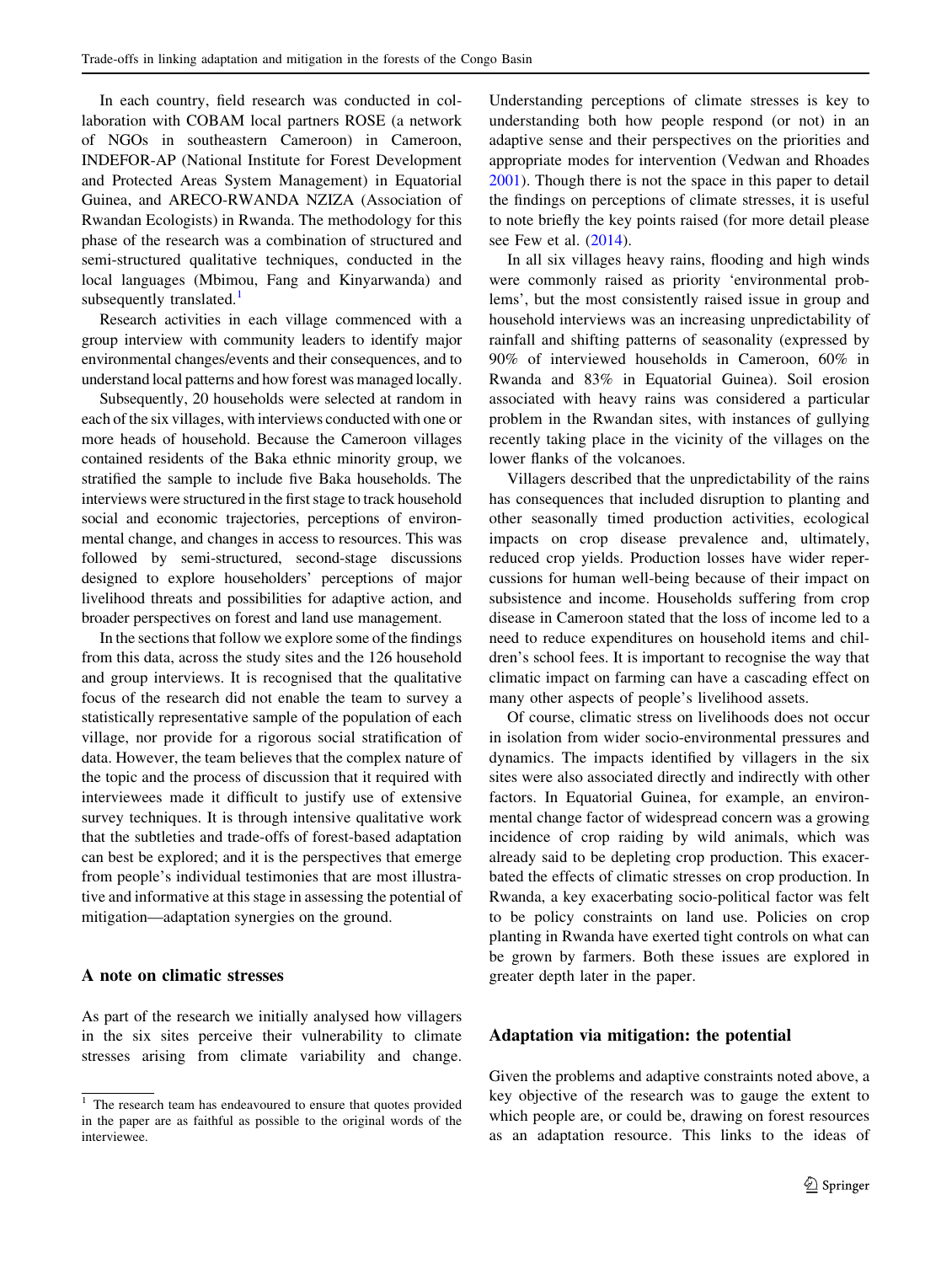In each country, field research was conducted in collaboration with COBAM local partners ROSE (a network of NGOs in southeastern Cameroon) in Cameroon, INDEFOR-AP (National Institute for Forest Development and Protected Areas System Management) in Equatorial Guinea, and ARECO-RWANDA NZIZA (Association of Rwandan Ecologists) in Rwanda. The methodology for this phase of the research was a combination of structured and semi-structured qualitative techniques, conducted in the local languages (Mbimou, Fang and Kinyarwanda) and subsequently translated.[1]

Research activities in each village commenced with a group interview with community leaders to identify major environmental changes/events and their consequences, and to understand local patterns and how forest was managed locally.

Subsequently, 20 households were selected at random in each of the six villages, with interviews conducted with one or more heads of household. Because the Cameroon villages contained residents of the Baka ethnic minority group, we stratified the sample to include five Baka households. The interviews were structured in the first stage to track household social and economic trajectories, perceptions of environmental change, and changes in access to resources. This was followed by semi-structured, second-stage discussions designed to explore householders' perceptions of major livelihood threats and possibilities for adaptive action, and broader perspectives on forest and land use management.

In the sections that follow we explore some of the findings from this data, across the study sites and the 126 household and group interviews. It is recognised that the qualitative focus of the research did not enable the team to survey a statistically representative sample of the population of each village, nor provide for a rigorous social stratification of data. However, the team believes that the complex nature of the topic and the process of discussion that it required with interviewees made it difficult to justify use of extensive survey techniques. It is through intensive qualitative work that the subtleties and trade-offs of forest-based adaptation can best be explored; and it is the perspectives that emerge from people's individual testimonies that are most illustrative and informative at this stage in assessing the potential of mitigation—adaptation synergies on the ground.

## A note on climatic stresses

As part of the research we initially analysed how villagers in the six sites perceive their vulnerability to climate stresses arising from climate variability and change. Understanding perceptions of climate stresses is key to understanding both how people respond (or not) in an adaptive sense and their perspectives on the priorities and appropriate modes for intervention (Vedwan and Rhoades 2001). Though there is not the space in this paper to detail the findings on perceptions of climate stresses, it is useful to note briefly the key points raised (for more detail please see Few et al. (2014).

In all six villages heavy rains, flooding and high winds were commonly raised as priority 'environmental problems', but the most consistently raised issue in group and household interviews was an increasing unpredictability of rainfall and shifting patterns of seasonality (expressed by 90% of interviewed households in Cameroon, 60% in Rwanda and 83% in Equatorial Guinea). Soil erosion associated with heavy rains was considered a particular problem in the Rwandan sites, with instances of gullying recently taking place in the vicinity of the villages on the lower flanks of the volcanoes.

Villagers described that the unpredictability of the rains has consequences that included disruption to planting and other seasonally timed production activities, ecological impacts on crop disease prevalence and, ultimately, reduced crop yields. Production losses have wider repercussions for human well-being because of their impact on subsistence and income. Households suffering from crop disease in Cameroon stated that the loss of income led to a need to reduce expenditures on household items and children's school fees. It is important to recognise the way that climatic impact on farming can have a cascading effect on many other aspects of people's livelihood assets.

Of course, climatic stress on livelihoods does not occur in isolation from wider socio-environmental pressures and dynamics. The impacts identified by villagers in the six sites were also associated directly and indirectly with other factors. In Equatorial Guinea, for example, an environmental change factor of widespread concern was a growing incidence of crop raiding by wild animals, which was already said to be depleting crop production. This exacerbated the effects of climatic stresses on crop production. In Rwanda, a key exacerbating socio-political factor was felt to be policy constraints on land use. Policies on crop planting in Rwanda have exerted tight controls on what can be grown by farmers. Both these issues are explored in greater depth later in the paper.

## Adaptation via mitigation: the potential

Given the problems and adaptive constraints noted above, a key objective of the research was to gauge the extent to which people are, or could be, drawing on forest resources as an adaptation resource. This links to the ideas of

[1] The research team has endeavoured to ensure that quotes provided in the paper are as faithful as possible to the original words of the interviewee.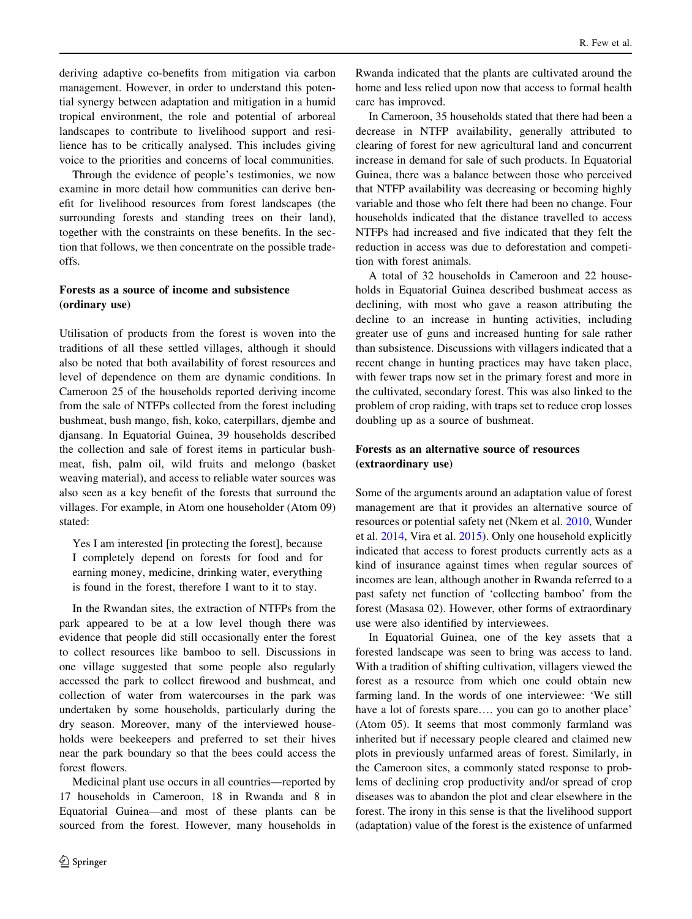deriving adaptive co-benefits from mitigation via carbon management. However, in order to understand this potential synergy between adaptation and mitigation in a humid tropical environment, the role and potential of arboreal landscapes to contribute to livelihood support and resilience has to be critically analysed. This includes giving voice to the priorities and concerns of local communities.

Through the evidence of people's testimonies, we now examine in more detail how communities can derive benefit for livelihood resources from forest landscapes (the surrounding forests and standing trees on their land), together with the constraints on these benefits. In the section that follows, we then concentrate on the possible trade-offs.

## Forests as a source of income and subsistence (ordinary use)

Utilisation of products from the forest is woven into the traditions of all these settled villages, although it should also be noted that both availability of forest resources and level of dependence on them are dynamic conditions. In Cameroon 25 of the households reported deriving income from the sale of NTFPs collected from the forest including bushmeat, bush mango, fish, koko, caterpillars, djembe and djansang. In Equatorial Guinea, 39 households described the collection and sale of forest items in particular bushmeat, fish, palm oil, wild fruits and melongo (basket weaving material), and access to reliable water sources was also seen as a key benefit of the forests that surround the villages. For example, in Atom one householder (Atom 09) stated:

> Yes I am interested [in protecting the forest], because I completely depend on forests for food and for earning money, medicine, drinking water, everything is found in the forest, therefore I want to it to stay.

In the Rwandan sites, the extraction of NTFPs from the park appeared to be at a low level though there was evidence that people did still occasionally enter the forest to collect resources like bamboo to sell. Discussions in one village suggested that some people also regularly accessed the park to collect firewood and bushmeat, and collection of water from watercourses in the park was undertaken by some households, particularly during the dry season. Moreover, many of the interviewed households were beekeepers and preferred to set their hives near the park boundary so that the bees could access the forest flowers.

Medicinal plant use occurs in all countries—reported by 17 households in Cameroon, 18 in Rwanda and 8 in Equatorial Guinea—and most of these plants can be sourced from the forest. However, many households in Rwanda indicated that the plants are cultivated around the home and less relied upon now that access to formal health care has improved.

In Cameroon, 35 households stated that there had been a decrease in NTFP availability, generally attributed to clearing of forest for new agricultural land and concurrent increase in demand for sale of such products. In Equatorial Guinea, there was a balance between those who perceived that NTFP availability was decreasing or becoming highly variable and those who felt there had been no change. Four households indicated that the distance travelled to access NTFPs had increased and five indicated that they felt the reduction in access was due to deforestation and competition with forest animals.

A total of 32 households in Cameroon and 22 households in Equatorial Guinea described bushmeat access as declining, with most who gave a reason attributing the decline to an increase in hunting activities, including greater use of guns and increased hunting for sale rather than subsistence. Discussions with villagers indicated that a recent change in hunting practices may have taken place, with fewer traps now set in the primary forest and more in the cultivated, secondary forest. This was also linked to the problem of crop raiding, with traps set to reduce crop losses doubling up as a source of bushmeat.

## Forests as an alternative source of resources (extraordinary use)

Some of the arguments around an adaptation value of forest management are that it provides an alternative source of resources or potential safety net (Nkem et al. 2010, Wunder et al. 2014, Vira et al. 2015). Only one household explicitly indicated that access to forest products currently acts as a kind of insurance against times when regular sources of incomes are lean, although another in Rwanda referred to a past safety net function of 'collecting bamboo' from the forest (Masasa 02). However, other forms of extraordinary use were also identified by interviewees.

In Equatorial Guinea, one of the key assets that a forested landscape was seen to bring was access to land. With a tradition of shifting cultivation, villagers viewed the forest as a resource from which one could obtain new farming land. In the words of one interviewee: 'We still have a lot of forests spare…. you can go to another place' (Atom 05). It seems that most commonly farmland was inherited but if necessary people cleared and claimed new plots in previously unfarmed areas of forest. Similarly, in the Cameroon sites, a commonly stated response to problems of declining crop productivity and/or spread of crop diseases was to abandon the plot and clear elsewhere in the forest. The irony in this sense is that the livelihood support (adaptation) value of the forest is the existence of unfarmed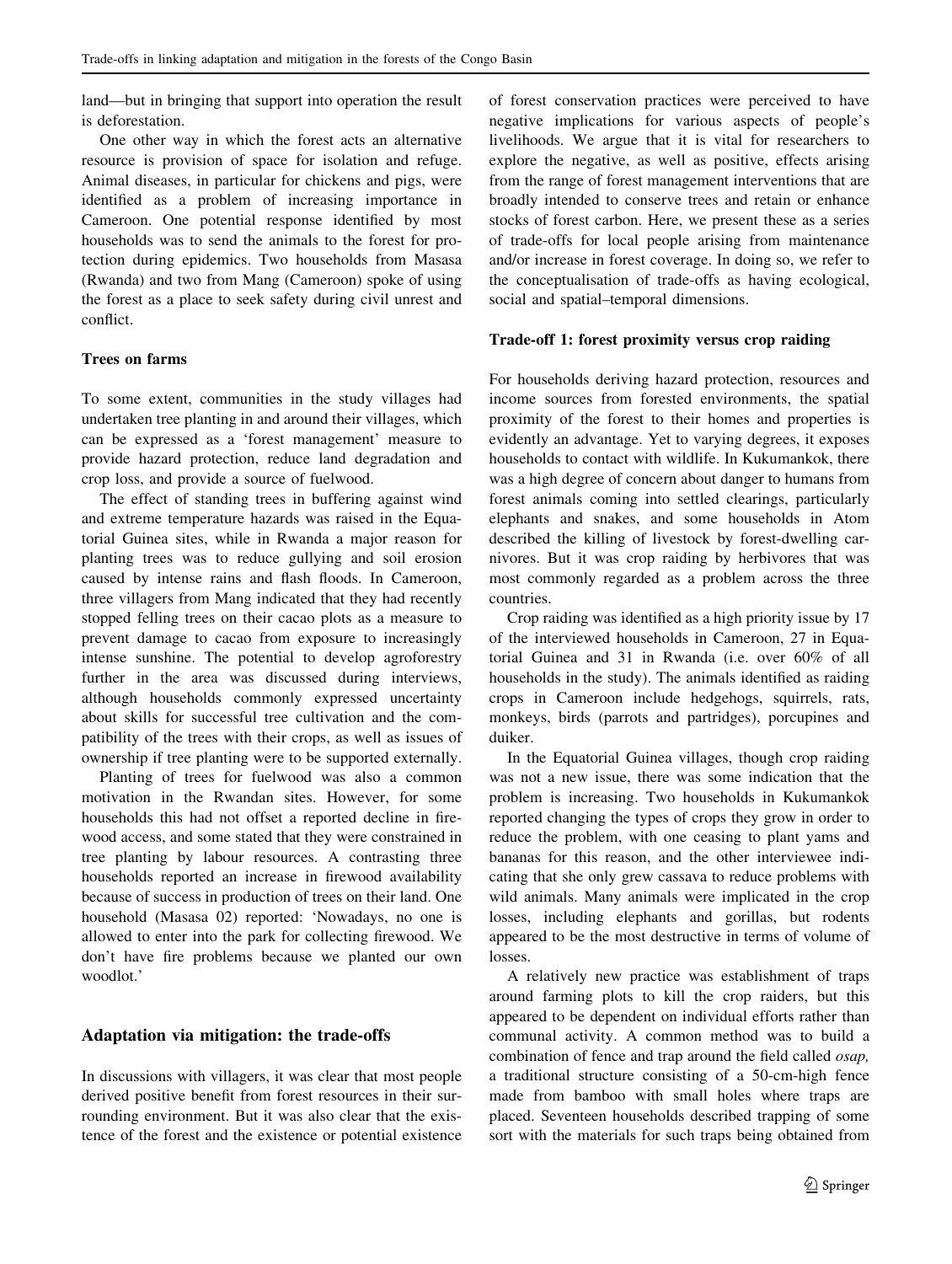land—but in bringing that support into operation the result is deforestation.

One other way in which the forest acts an alternative resource is provision of space for isolation and refuge. Animal diseases, in particular for chickens and pigs, were identified as a problem of increasing importance in Cameroon. One potential response identified by most households was to send the animals to the forest for protection during epidemics. Two households from Masasa (Rwanda) and two from Mang (Cameroon) spoke of using the forest as a place to seek safety during civil unrest and conflict.

### Trees on farms

To some extent, communities in the study villages had undertaken tree planting in and around their villages, which can be expressed as a 'forest management' measure to provide hazard protection, reduce land degradation and crop loss, and provide a source of fuelwood.

The effect of standing trees in buffering against wind and extreme temperature hazards was raised in the Equatorial Guinea sites, while in Rwanda a major reason for planting trees was to reduce gullying and soil erosion caused by intense rains and flash floods. In Cameroon, three villagers from Mang indicated that they had recently stopped felling trees on their cacao plots as a measure to prevent damage to cacao from exposure to increasingly intense sunshine. The potential to develop agroforestry further in the area was discussed during interviews, although households commonly expressed uncertainty about skills for successful tree cultivation and the compatibility of the trees with their crops, as well as issues of ownership if tree planting were to be supported externally.

Planting of trees for fuelwood was also a common motivation in the Rwandan sites. However, for some households this had not offset a reported decline in firewood access, and some stated that they were constrained in tree planting by labour resources. A contrasting three households reported an increase in firewood availability because of success in production of trees on their land. One household (Masasa 02) reported: 'Nowadays, no one is allowed to enter into the park for collecting firewood. We don't have fire problems because we planted our own woodlot.'

## Adaptation via mitigation: the trade-offs

In discussions with villagers, it was clear that most people derived positive benefit from forest resources in their surrounding environment. But it was also clear that the existence of the forest and the existence or potential existence of forest conservation practices were perceived to have negative implications for various aspects of people's livelihoods. We argue that it is vital for researchers to explore the negative, as well as positive, effects arising from the range of forest management interventions that are broadly intended to conserve trees and retain or enhance stocks of forest carbon. Here, we present these as a series of trade-offs for local people arising from maintenance and/or increase in forest coverage. In doing so, we refer to the conceptualisation of trade-offs as having ecological, social and spatial–temporal dimensions.

### Trade-off 1: forest proximity versus crop raiding

For households deriving hazard protection, resources and income sources from forested environments, the spatial proximity of the forest to their homes and properties is evidently an advantage. Yet to varying degrees, it exposes households to contact with wildlife. In Kukumankok, there was a high degree of concern about danger to humans from forest animals coming into settled clearings, particularly elephants and snakes, and some households in Atom described the killing of livestock by forest-dwelling carnivores. But it was crop raiding by herbivores that was most commonly regarded as a problem across the three countries.

Crop raiding was identified as a high priority issue by 17 of the interviewed households in Cameroon, 27 in Equatorial Guinea and 31 in Rwanda (i.e. over 60% of all households in the study). The animals identified as raiding crops in Cameroon include hedgehogs, squirrels, rats, monkeys, birds (parrots and partridges), porcupines and duiker.

In the Equatorial Guinea villages, though crop raiding was not a new issue, there was some indication that the problem is increasing. Two households in Kukumankok reported changing the types of crops they grow in order to reduce the problem, with one ceasing to plant yams and bananas for this reason, and the other interviewee indicating that she only grew cassava to reduce problems with wild animals. Many animals were implicated in the crop losses, including elephants and gorillas, but rodents appeared to be the most destructive in terms of volume of losses.

A relatively new practice was establishment of traps around farming plots to kill the crop raiders, but this appeared to be dependent on individual efforts rather than communal activity. A common method was to build a combination of fence and trap around the field called *osap,* a traditional structure consisting of a 50-cm-high fence made from bamboo with small holes where traps are placed. Seventeen households described trapping of some sort with the materials for such traps being obtained from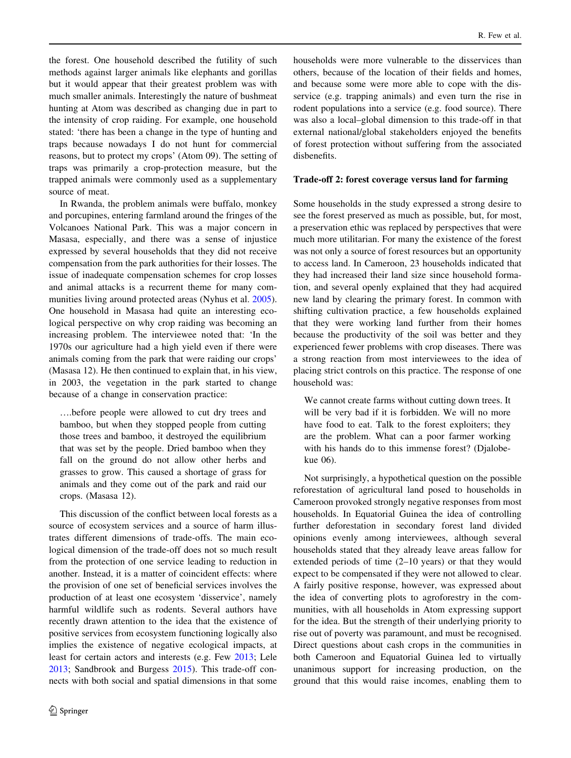the forest. One household described the futility of such methods against larger animals like elephants and gorillas but it would appear that their greatest problem was with much smaller animals. Interestingly the nature of bushmeat hunting at Atom was described as changing due in part to the intensity of crop raiding. For example, one household stated: 'there has been a change in the type of hunting and traps because nowadays I do not hunt for commercial reasons, but to protect my crops' (Atom 09). The setting of traps was primarily a crop-protection measure, but the trapped animals were commonly used as a supplementary source of meat.

In Rwanda, the problem animals were buffalo, monkey and porcupines, entering farmland around the fringes of the Volcanoes National Park. This was a major concern in Masasa, especially, and there was a sense of injustice expressed by several households that they did not receive compensation from the park authorities for their losses. The issue of inadequate compensation schemes for crop losses and animal attacks is a recurrent theme for many communities living around protected areas (Nyhus et al. 2005). One household in Masasa had quite an interesting ecological perspective on why crop raiding was becoming an increasing problem. The interviewee noted that: 'In the 1970s our agriculture had a high yield even if there were animals coming from the park that were raiding our crops' (Masasa 12). He then continued to explain that, in his view, in 2003, the vegetation in the park started to change because of a change in conservation practice:

> ….before people were allowed to cut dry trees and bamboo, but when they stopped people from cutting those trees and bamboo, it destroyed the equilibrium that was set by the people. Dried bamboo when they fall on the ground do not allow other herbs and grasses to grow. This caused a shortage of grass for animals and they come out of the park and raid our crops. (Masasa 12).

This discussion of the conflict between local forests as a source of ecosystem services and a source of harm illustrates different dimensions of trade-offs. The main ecological dimension of the trade-off does not so much result from the protection of one service leading to reduction in another. Instead, it is a matter of coincident effects: where the provision of one set of beneficial services involves the production of at least one ecosystem 'disservice', namely harmful wildlife such as rodents. Several authors have recently drawn attention to the idea that the existence of positive services from ecosystem functioning logically also implies the existence of negative ecological impacts, at least for certain actors and interests (e.g. Few 2013; Lele 2013; Sandbrook and Burgess 2015). This trade-off connects with both social and spatial dimensions in that some households were more vulnerable to the disservices than others, because of the location of their fields and homes, and because some were more able to cope with the disservice (e.g. trapping animals) and even turn the rise in rodent populations into a service (e.g. food source). There was also a local–global dimension to this trade-off in that external national/global stakeholders enjoyed the benefits of forest protection without suffering from the associated disbenefits.

#### Trade-off 2: forest coverage versus land for farming

Some households in the study expressed a strong desire to see the forest preserved as much as possible, but, for most, a preservation ethic was replaced by perspectives that were much more utilitarian. For many the existence of the forest was not only a source of forest resources but an opportunity to access land. In Cameroon, 23 households indicated that they had increased their land size since household formation, and several openly explained that they had acquired new land by clearing the primary forest. In common with shifting cultivation practice, a few households explained that they were working land further from their homes because the productivity of the soil was better and they experienced fewer problems with crop diseases. There was a strong reaction from most interviewees to the idea of placing strict controls on this practice. The response of one household was:

> We cannot create farms without cutting down trees. It will be very bad if it is forbidden. We will no more have food to eat. Talk to the forest exploiters; they are the problem. What can a poor farmer working with his hands do to this immense forest? (Djalobekue 06).

Not surprisingly, a hypothetical question on the possible reforestation of agricultural land posed to households in Cameroon provoked strongly negative responses from most households. In Equatorial Guinea the idea of controlling further deforestation in secondary forest land divided opinions evenly among interviewees, although several households stated that they already leave areas fallow for extended periods of time (2–10 years) or that they would expect to be compensated if they were not allowed to clear. A fairly positive response, however, was expressed about the idea of converting plots to agroforestry in the communities, with all households in Atom expressing support for the idea. But the strength of their underlying priority to rise out of poverty was paramount, and must be recognised. Direct questions about cash crops in the communities in both Cameroon and Equatorial Guinea led to virtually unanimous support for increasing production, on the ground that this would raise incomes, enabling them to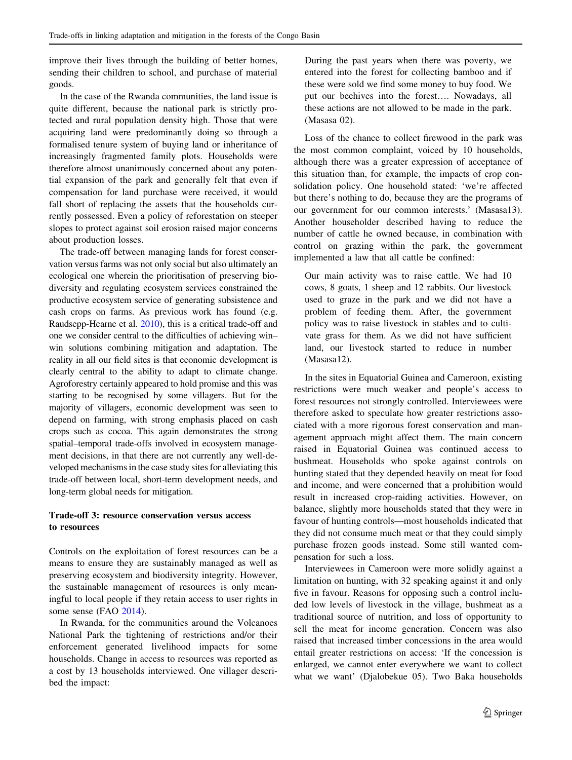improve their lives through the building of better homes, sending their children to school, and purchase of material goods.

In the case of the Rwanda communities, the land issue is quite different, because the national park is strictly protected and rural population density high. Those that were acquiring land were predominantly doing so through a formalised tenure system of buying land or inheritance of increasingly fragmented family plots. Households were therefore almost unanimously concerned about any potential expansion of the park and generally felt that even if compensation for land purchase were received, it would fall short of replacing the assets that the households currently possessed. Even a policy of reforestation on steeper slopes to protect against soil erosion raised major concerns about production losses.

The trade-off between managing lands for forest conservation versus farms was not only social but also ultimately an ecological one wherein the prioritisation of preserving biodiversity and regulating ecosystem services constrained the productive ecosystem service of generating subsistence and cash crops on farms. As previous work has found (e.g. Raudsepp-Hearne et al. 2010), this is a critical trade-off and one we consider central to the difficulties of achieving win–win solutions combining mitigation and adaptation. The reality in all our field sites is that economic development is clearly central to the ability to adapt to climate change. Agroforestry certainly appeared to hold promise and this was starting to be recognised by some villagers. But for the majority of villagers, economic development was seen to depend on farming, with strong emphasis placed on cash crops such as cocoa. This again demonstrates the strong spatial–temporal trade-offs involved in ecosystem management decisions, in that there are not currently any well-developed mechanisms in the case study sites for alleviating this trade-off between local, short-term development needs, and long-term global needs for mitigation.

### Trade-off 3: resource conservation versus access to resources

Controls on the exploitation of forest resources can be a means to ensure they are sustainably managed as well as preserving ecosystem and biodiversity integrity. However, the sustainable management of resources is only meaningful to local people if they retain access to user rights in some sense (FAO 2014).

In Rwanda, for the communities around the Volcanoes National Park the tightening of restrictions and/or their enforcement generated livelihood impacts for some households. Change in access to resources was reported as a cost by 13 households interviewed. One villager described the impact:

> During the past years when there was poverty, we entered into the forest for collecting bamboo and if these were sold we find some money to buy food. We put our beehives into the forest…. Nowadays, all these actions are not allowed to be made in the park. (Masasa 02).

Loss of the chance to collect firewood in the park was the most common complaint, voiced by 10 households, although there was a greater expression of acceptance of this situation than, for example, the impacts of crop consolidation policy. One household stated: 'we're affected but there's nothing to do, because they are the programs of our government for our common interests.' (Masasa13). Another householder described having to reduce the number of cattle he owned because, in combination with control on grazing within the park, the government implemented a law that all cattle be confined:

> Our main activity was to raise cattle. We had 10 cows, 8 goats, 1 sheep and 12 rabbits. Our livestock used to graze in the park and we did not have a problem of feeding them. After, the government policy was to raise livestock in stables and to cultivate grass for them. As we did not have sufficient land, our livestock started to reduce in number (Masasa12).

In the sites in Equatorial Guinea and Cameroon, existing restrictions were much weaker and people's access to forest resources not strongly controlled. Interviewees were therefore asked to speculate how greater restrictions associated with a more rigorous forest conservation and management approach might affect them. The main concern raised in Equatorial Guinea was continued access to bushmeat. Households who spoke against controls on hunting stated that they depended heavily on meat for food and income, and were concerned that a prohibition would result in increased crop-raiding activities. However, on balance, slightly more households stated that they were in favour of hunting controls—most households indicated that they did not consume much meat or that they could simply purchase frozen goods instead. Some still wanted compensation for such a loss.

Interviewees in Cameroon were more solidly against a limitation on hunting, with 32 speaking against it and only five in favour. Reasons for opposing such a control included low levels of livestock in the village, bushmeat as a traditional source of nutrition, and loss of opportunity to sell the meat for income generation. Concern was also raised that increased timber concessions in the area would entail greater restrictions on access: 'If the concession is enlarged, we cannot enter everywhere we want to collect what we want' (Djalobekue 05). Two Baka households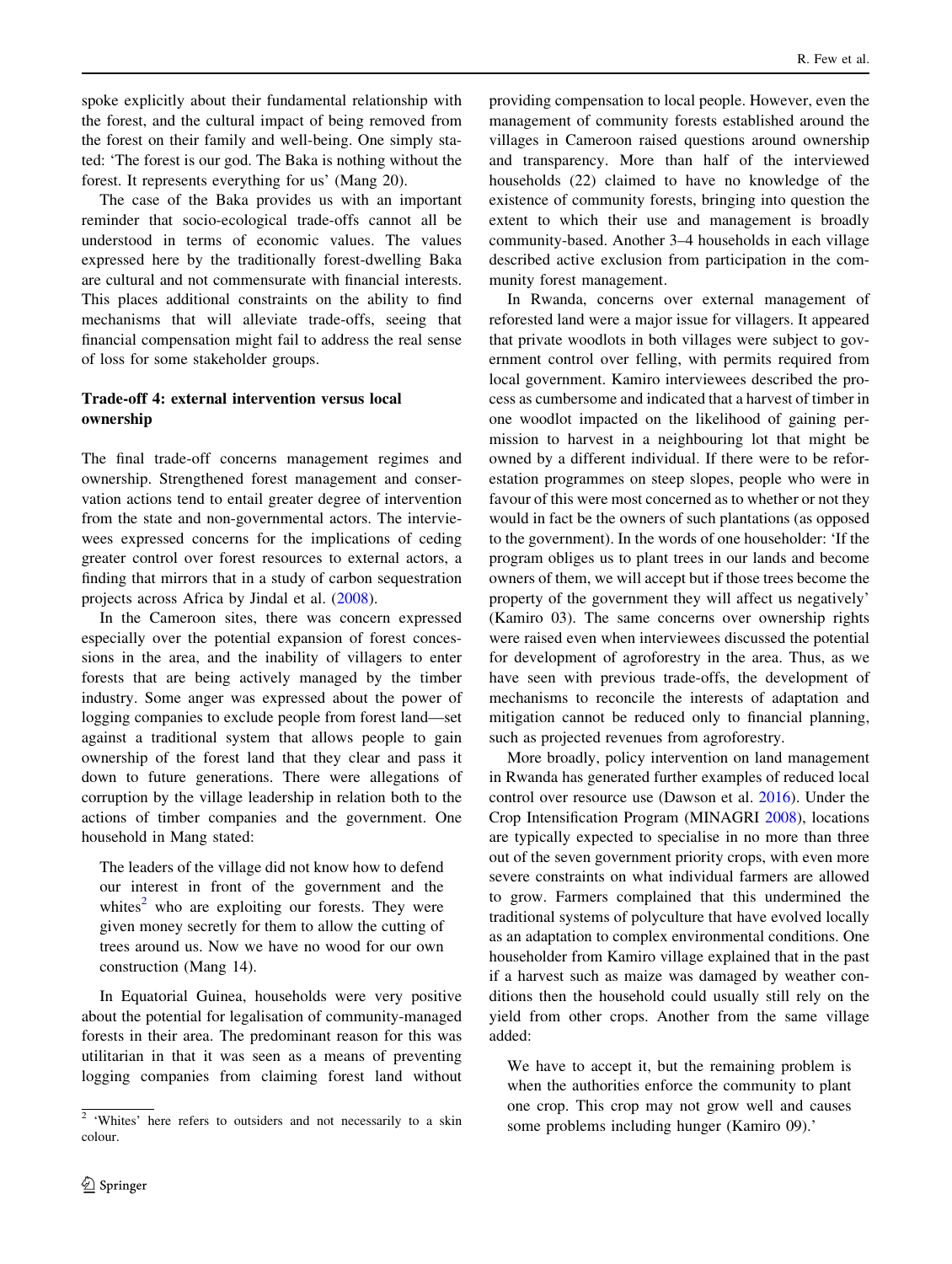spoke explicitly about their fundamental relationship with the forest, and the cultural impact of being removed from the forest on their family and well-being. One simply stated: 'The forest is our god. The Baka is nothing without the forest. It represents everything for us' (Mang 20).

The case of the Baka provides us with an important reminder that socio-ecological trade-offs cannot all be understood in terms of economic values. The values expressed here by the traditionally forest-dwelling Baka are cultural and not commensurate with financial interests. This places additional constraints on the ability to find mechanisms that will alleviate trade-offs, seeing that financial compensation might fail to address the real sense of loss for some stakeholder groups.

### Trade-off 4: external intervention versus local ownership

The final trade-off concerns management regimes and ownership. Strengthened forest management and conservation actions tend to entail greater degree of intervention from the state and non-governmental actors. The interviewees expressed concerns for the implications of ceding greater control over forest resources to external actors, a finding that mirrors that in a study of carbon sequestration projects across Africa by Jindal et al. (2008).

In the Cameroon sites, there was concern expressed especially over the potential expansion of forest concessions in the area, and the inability of villagers to enter forests that are being actively managed by the timber industry. Some anger was expressed about the power of logging companies to exclude people from forest land—set against a traditional system that allows people to gain ownership of the forest land that they clear and pass it down to future generations. There were allegations of corruption by the village leadership in relation both to the actions of timber companies and the government. One household in Mang stated:

> The leaders of the village did not know how to defend our interest in front of the government and the whites[2] who are exploiting our forests. They were given money secretly for them to allow the cutting of trees around us. Now we have no wood for our own construction (Mang 14).

In Equatorial Guinea, households were very positive about the potential for legalisation of community-managed forests in their area. The predominant reason for this was utilitarian in that it was seen as a means of preventing logging companies from claiming forest land without providing compensation to local people. However, even the management of community forests established around the villages in Cameroon raised questions around ownership and transparency. More than half of the interviewed households (22) claimed to have no knowledge of the existence of community forests, bringing into question the extent to which their use and management is broadly community-based. Another 3–4 households in each village described active exclusion from participation in the community forest management.

In Rwanda, concerns over external management of reforested land were a major issue for villagers. It appeared that private woodlots in both villages were subject to government control over felling, with permits required from local government. Kamiro interviewees described the process as cumbersome and indicated that a harvest of timber in one woodlot impacted on the likelihood of gaining permission to harvest in a neighbouring lot that might be owned by a different individual. If there were to be reforestation programmes on steep slopes, people who were in favour of this were most concerned as to whether or not they would in fact be the owners of such plantations (as opposed to the government). In the words of one householder: 'If the program obliges us to plant trees in our lands and become owners of them, we will accept but if those trees become the property of the government they will affect us negatively' (Kamiro 03). The same concerns over ownership rights were raised even when interviewees discussed the potential for development of agroforestry in the area. Thus, as we have seen with previous trade-offs, the development of mechanisms to reconcile the interests of adaptation and mitigation cannot be reduced only to financial planning, such as projected revenues from agroforestry.

More broadly, policy intervention on land management in Rwanda has generated further examples of reduced local control over resource use (Dawson et al. 2016). Under the Crop Intensification Program (MINAGRI 2008), locations are typically expected to specialise in no more than three out of the seven government priority crops, with even more severe constraints on what individual farmers are allowed to grow. Farmers complained that this undermined the traditional systems of polyculture that have evolved locally as an adaptation to complex environmental conditions. One householder from Kamiro village explained that in the past if a harvest such as maize was damaged by weather conditions then the household could usually still rely on the yield from other crops. Another from the same village added:

> We have to accept it, but the remaining problem is when the authorities enforce the community to plant one crop. This crop may not grow well and causes some problems including hunger (Kamiro 09).'

[2] 'Whites' here refers to outsiders and not necessarily to a skin colour.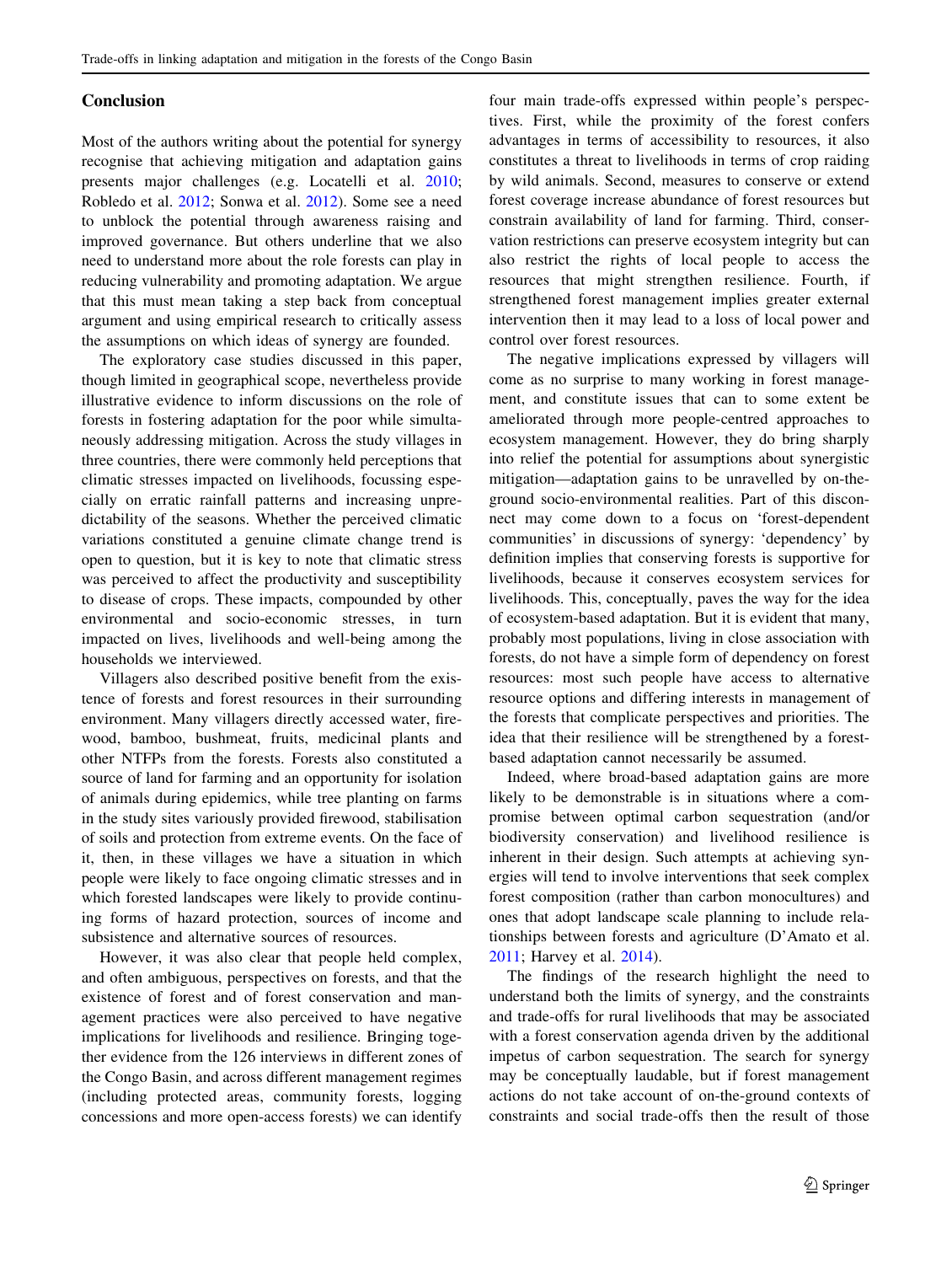## Conclusion

Most of the authors writing about the potential for synergy recognise that achieving mitigation and adaptation gains presents major challenges (e.g. Locatelli et al. 2010; Robledo et al. 2012; Sonwa et al. 2012). Some see a need to unblock the potential through awareness raising and improved governance. But others underline that we also need to understand more about the role forests can play in reducing vulnerability and promoting adaptation. We argue that this must mean taking a step back from conceptual argument and using empirical research to critically assess the assumptions on which ideas of synergy are founded.

The exploratory case studies discussed in this paper, though limited in geographical scope, nevertheless provide illustrative evidence to inform discussions on the role of forests in fostering adaptation for the poor while simultaneously addressing mitigation. Across the study villages in three countries, there were commonly held perceptions that climatic stresses impacted on livelihoods, focusing especially on erratic rainfall patterns and increasing unpredictability of the seasons. Whether the perceived climatic variations constituted a genuine climate change trend is open to question, but it is key to note that climatic stress was perceived to affect the productivity and susceptibility to disease of crops. These impacts, compounded by other environmental and socio-economic stresses, in turn impacted on lives, livelihoods and well-being among the households we interviewed.

Villagers also described positive benefit from the existence of forests and forest resources in their surrounding environment. Many villagers directly accessed water, firewood, bamboo, bushmeat, fruits, medicinal plants and other NTFPs from the forests. Forests also constituted a source of land for farming and an opportunity for isolation of animals during epidemics, while tree planting on farms in the study sites variously provided firewood, stabilisation of soils and protection from extreme events. On the face of it, then, in these villages we have a situation in which people were likely to face ongoing climatic stresses and in which forested landscapes were likely to provide continuing forms of hazard protection, sources of income and subsistence and alternative sources of resources.

However, it was also clear that people held complex, and often ambiguous, perspectives on forests, and that the existence of forest and of forest conservation and management practices were also perceived to have negative implications for livelihoods and resilience. Bringing together the evidence from the 126 interviews in different zones of the Congo Basin, and across different management regimes (including protected areas, community forests, logging concessions and more open-access forests) we can identify four main trade-offs expressed within people's perspectives. First, while the proximity of the forest confers advantages in terms of accessibility to resources, it also constitutes a threat to livelihoods in terms of crop raiding by wild animals. Second, measures to conserve or extend forest coverage increase abundance of forest resources but constrain availability of land for farming. Third, conservation restrictions can preserve ecosystem integrity but can also restrict the rights of local people to access the resources that might strengthen resilience. Fourth, if strengthened forest management implies greater external intervention then it may lead to a loss of local power and control over forest resources.

The negative implications expressed by villagers will come as no surprise to many working in forest management, and constitute issues that can to some extent be ameliorated through more people-centred approaches to ecosystem management. However, they do bring sharply into relief the potential for assumptions about synergistic mitigation—adaptation gains to be unravelled by on-the-ground socio-environmental realities. Part of this disconnect may come down to a focus on 'forest-dependent communities' in discussions of synergy: 'dependency' by definition implies that conserving forests is supportive for livelihoods, because it conserves ecosystem services for livelihoods. This, conceptually, paves the way for the idea of ecosystem-based adaptation. But it is evident that many, probably most populations, living in close association with forests, do not have a simple form of dependency on forest resources: most such people have access to alternative resource options and differing interests in management of the forests that complicate perspectives and priorities. The idea that their resilience will be strengthened by a forest-based adaptation cannot necessarily be assumed.

Indeed, where broad-based adaptation gains are more likely to be demonstrable is in situations where a compromise between optimal carbon sequestration (and/or biodiversity conservation) and livelihood resilience is inherent in their design. Such attempts at achieving synergies will tend to involve interventions that seek complex forest composition (rather than carbon monocultures) and ones that adopt landscape scale planning to include relationships between forests and agriculture (D'Amato et al. 2011; Harvey et al. 2014).

The findings of the research highlight the need to understand both the limits of synergy, and the constraints and trade-offs for rural livelihoods that may be associated with a forest conservation agenda driven by the additional impetus of carbon sequestration. The search for synergy may be conceptually laudable, but if forest management actions do not take account of on-the-ground contexts of constraints and social trade-offs then the result of those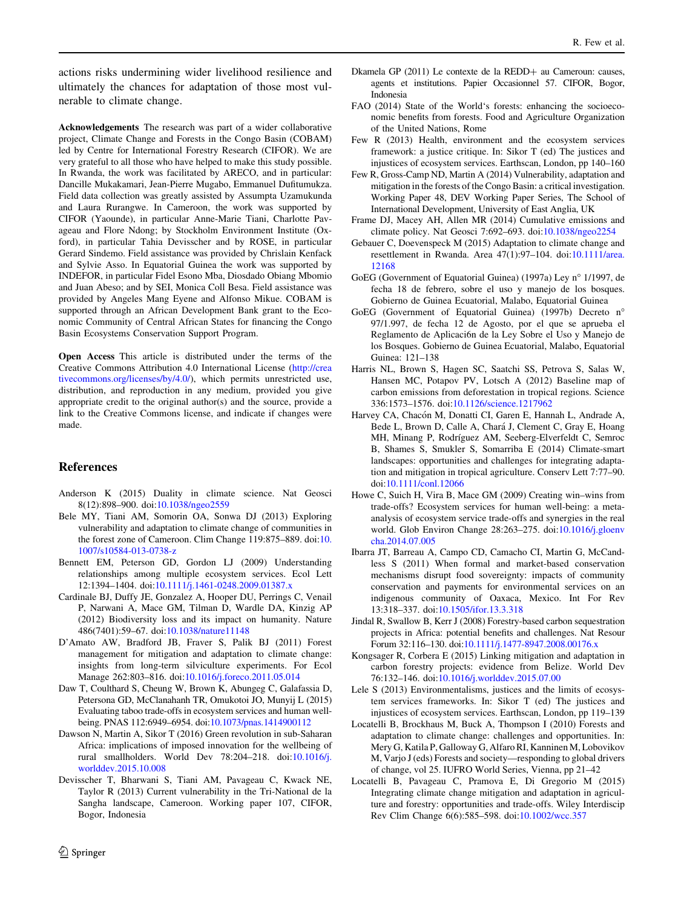actions risks undermining wider livelihood resilience and ultimately the chances for adaptation of those most vulnerable to climate change.

**Acknowledgements** The research was part of a wider collaborative project, Climate Change and Forests in the Congo Basin (COBAM) led by Centre for International Forestry Research (CIFOR). We are very grateful to all those who have helped to make this study possible. In Rwanda, the work was facilitated by ARECO, and in particular: Dancille Mukakamari, Jean-Pierre Mugabo, Emmanuel Dufitumukza. Field data collection was greatly assisted by Assumpta Uzamukunda and Laura Rurangwe. In Cameroon, the work was supported by CIFOR (Yaounde), in particular Anne-Marie Tiani, Charlotte Pavageau and Flore Ndong; by Stockholm Environment Institute (Oxford), in particular Tahia Devisscher and by ROSE, in particular Gerard Sindemo. Field assistance was provided by Chrislain Kenfack and Sylvie Asso. In Equatorial Guinea the work was supported by INDEFOR, in particular Fidel Esono Mba, Diosdado Obiang Mbomio and Juan Abeso; and by SEI, Monica Coll Besa. Field assistance was provided by Angeles Mang Eyene and Alfonso Mikue. COBAM is supported through an African Development Bank grant to the Economic Community of Central African States for financing the Congo Basin Ecosystems Conservation Support Program.

**Open Access** This article is distributed under the terms of the Creative Commons Attribution 4.0 International License (http://creativecommons.org/licenses/by/4.0/), which permits unrestricted use, distribution, and reproduction in any medium, provided you give appropriate credit to the original author(s) and the source, provide a link to the Creative Commons license, and indicate if changes were made.

## References

Anderson K (2015) Duality in climate science. Nat Geosci 8(12):898–900. doi:10.1038/ngeo2559

Bele MY, Tiani AM, Somorin OA, Sonwa DJ (2013) Exploring vulnerability and adaptation to climate change of communities in the forest zone of Cameroon. Clim Change 119:875–889. doi:10.1007/s10584-013-0738-z

Bennett EM, Peterson GD, Gordon LJ (2009) Understanding relationships among multiple ecosystem services. Ecol Lett 12:1394–1404. doi:10.1111/j.1461-0248.2009.01387.x

Cardinale BJ, Duffy JE, Gonzalez A, Hooper DU, Perrings C, Venail P, Narwani A, Mace GM, Tilman D, Wardle DA, Kinzig AP (2012) Biodiversity loss and its impact on humanity. Nature 486(7401):59–67. doi:10.1038/nature11148

D'Amato AW, Bradford JB, Fraver S, Palik BJ (2011) Forest management for mitigation and adaptation to climate change: insights from long-term silviculture experiments. For Ecol Manage 262:803–816. doi:10.1016/j.foreco.2011.05.014

Daw T, Coulthard S, Cheung W, Brown K, Abunggе C, Galafassia D, Petersona GD, McClanahanh TR, Omukotoi JO, Munyij L (2015) Evaluating taboo trade-offs in ecosystem services and human well-being. PNAS 112:6949–6954. doi:10.1073/pnas.1414900112

Dawson N, Martin A, Sikor T (2016) Green revolution in sub-Saharan Africa: implications of imposed innovation for the wellbeing of rural smallholders. World Dev 78:204–218. doi:10.1016/j.worlddev.2015.10.008

Devisscher T, Bharwani S, Tiani AM, Pavageau C, Kwack NE, Taylor R (2013) Current vulnerability in the Tri-National de la Sangha landscape, Cameroon. Working paper 107, CIFOR, Bogor, Indonesia

Dkamela GP (2011) Le contexte de la REDD+ au Cameroun: causes, agents et institutions. Papier Occasionnel 57. CIFOR, Bogor, Indonesia

FAO (2014) State of the World's forests: enhancing the socioeconomic benefits from forests. Food and Agriculture Organization of the United Nations, Rome

Few R (2013) Health, environment and the ecosystem services framework: a justice critique. In: Sikor T (ed) The justices and injustices of ecosystem services. Earthscan, London, pp 140–160

Few R, Gross-Camp ND, Martin A (2014) Vulnerability, adaptation and mitigation in the forests of the Congo Basin: a critical investigation. Working Paper 48, DEV Working Paper Series, The School of International Development, University of East Anglia, UK

Frame DJ, Macey AH, Allen MR (2014) Cumulative emissions and climate policy. Nat Geosci 7:692–693. doi:10.1038/ngeo2254

Gebauer C, Doevenspeck M (2015) Adaptation to climate change and resettlement in Rwanda. Area 47(1):97–104. doi:10.1111/area.12168

GoEG (Government of Equatorial Guinea) (1997a) Ley n° 1/1997, de fecha 18 de febrero, sobre el uso y manejo de los bosques. Gobierno de Guinea Ecuatorial, Malabo, Equatorial Guinea

GoEG (Government of Equatorial Guinea) (1997b) Decreto n° 97/1.997, de fecha 12 de Agosto, por el que se aprueba el Reglamento de Aplicaci6n de la Ley Sobre el Uso y Manejo de los Bosques. Gobierno de Guinea Ecuatorial, Malabo, Equatorial Guinea: 121–138

Harris NL, Brown S, Hagen SC, Saatchi SS, Petrova S, Salas W, Hansen MC, Potapov PV, Lotsch A (2012) Baseline map of carbon emissions from deforestation in tropical regions. Science 336:1573–1576. doi:10.1126/science.1217962

Harvey CA, Chacón M, Donatti CI, Garen E, Hannah L, Andrade A, Bede L, Brown D, Calle A, Chará J, Clement C, Gray E, Hoang MH, Minang P, Rodríguez AM, Seeberg-Elverfeldt C, Semroc B, Shames S, Smukler S, Somarriba E (2014) Climate-smart landscapes: opportunities and challenges for integrating adaptation and mitigation in tropical agriculture. Conserv Lett 7:77–90. doi:10.1111/conl.12066

Howe C, Suich H, Vira B, Mace GM (2009) Creating win–wins from trade-offs? Ecosystem services for human well-being: a meta-analysis of ecosystem service trade-offs and synergies in the real world. Glob Environ Change 28:263–275. doi:10.1016/j.gloenvcha.2014.07.005

Ibarra JT, Barreau A, Campo CD, Camacho CI, Martin G, McCandless S (2011) When formal and market-based conservation mechanisms disrupt food sovereignty: impacts of community conservation and payments for environmental services on an indigenous community of Oaxaca, Mexico. Int For Rev 13:318–337. doi:10.1505/ifor.13.3.318

Jindal R, Swallow B, Kerr J (2008) Forestry-based carbon sequestration projects in Africa: potential benefits and challenges. Nat Resour Forum 32:116–130. doi:10.1111/j.1477-8947.2008.00176.x

Kongsager R, Corbera E (2015) Linking mitigation and adaptation in carbon forestry projects: evidence from Belize. World Dev 76:132–146. doi:10.1016/j.worlddev.2015.07.00

Lele S (2013) Environmentalisms, justices and the limits of ecosystem services frameworks. In: Sikor T (ed) The justices and injustices of ecosystem services. Earthscan, London, pp 119–139

Locatelli B, Brockhaus M, Buck A, Thompson I (2010) Forests and adaptation to climate change: challenges and opportunities. In: Mery G, Katila P, Galloway G, Alfaro RI, Kanninen M, Lobovikov M, Varjo J (eds) Forests and society—responding to global drivers of change, vol 25. IUFRO World Series, Vienna, pp 21–42

Locatelli B, Pavageau C, Pramova E, Di Gregorio M (2015) Integrating climate change mitigation and adaptation in agriculture and forestry: opportunities and trade-offs. Wiley Interdiscip Rev Clim Change 6(6):585–598. doi:10.1002/wcc.357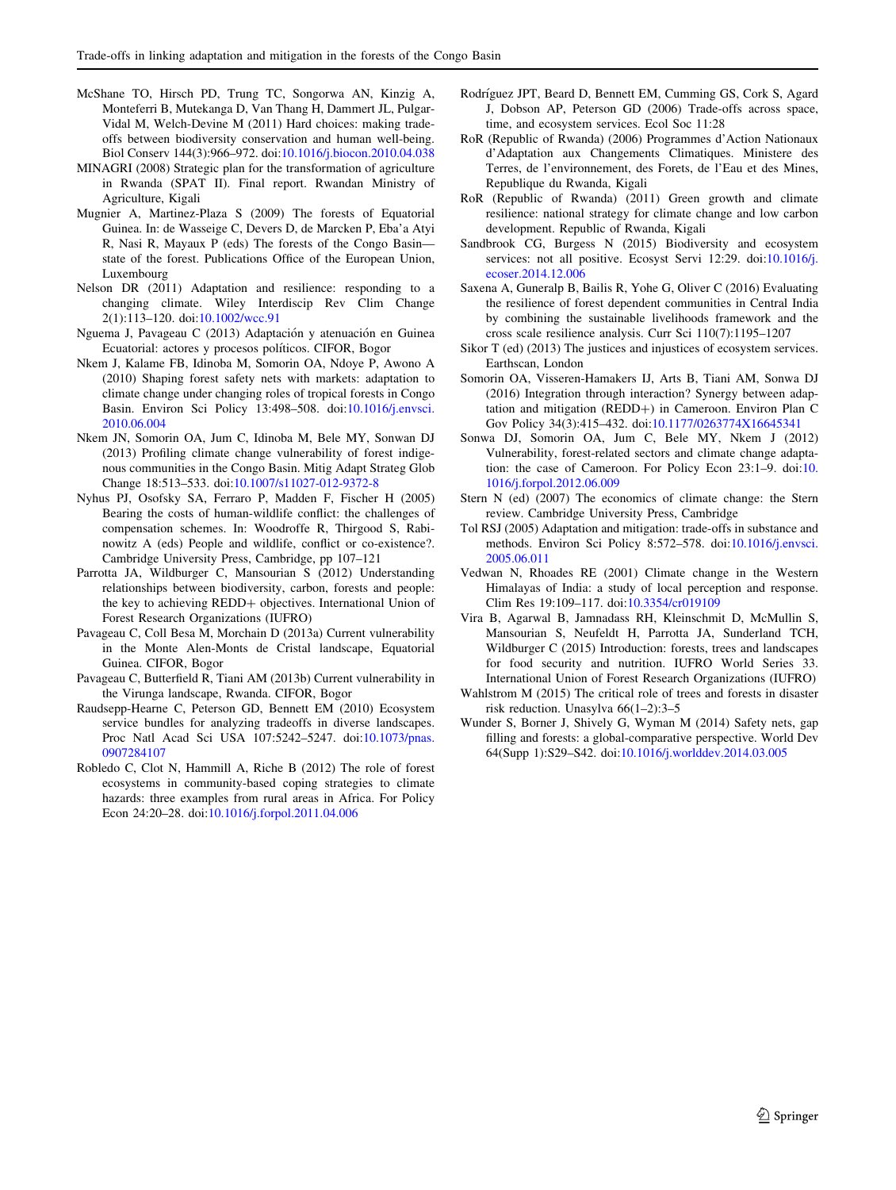McShane TO, Hirsch PD, Trung TC, Songorwa AN, Kinzig A, Monteferri B, Mutekanga D, Van Thang H, Dammert JL, Pulgar-Vidal M, Welch-Devine M (2011) Hard choices: making trade-offs between biodiversity conservation and human well-being. Biol Conserv 144(3):966–972. doi:10.1016/j.biocon.2010.04.038

MINAGRI (2008) Strategic plan for the transformation of agriculture in Rwanda (SPAT II). Final report. Rwandan Ministry of Agriculture, Kigali

Mugnier A, Martinez-Plaza S (2009) The forests of Equatorial Guinea. In: de Wasseige C, Devers D, de Marcken P, Eba'a Atyi R, Nasi R, Mayaux P (eds) The forests of the Congo Basin—state of the forest. Publications Office of the European Union, Luxembourg

Nelson DR (2011) Adaptation and resilience: responding to a changing climate. Wiley Interdiscip Rev Clim Change 2(1):113–120. doi:10.1002/wcc.91

Nguema J, Pavageau C (2013) Adaptación y atenuación en Guinea Ecuatorial: actores y procesos políticos. CIFOR, Bogor

Nkem J, Kalame FB, Idinoba M, Somorin OA, Ndoye P, Awono A (2010) Shaping forest safety nets with markets: adaptation to climate change under changing roles of tropical forests in Congo Basin. Environ Sci Policy 13:498–508. doi:10.1016/j.envsci.2010.06.004

Nkem JN, Somorin OA, Jum C, Idinoba M, Bele MY, Sonwan DJ (2013) Profiling climate change vulnerability of forest indigenous communities in the Congo Basin. Mitig Adapt Strateg Glob Change 18:513–533. doi:10.1007/s11027-012-9372-8

Nyhus PJ, Osofsky SA, Ferraro P, Madden F, Fischer H (2005) Bearing the costs of human-wildlife conflict: the challenges of compensation schemes. In: Woodroffe R, Thirgood S, Rabinowitz A (eds) People and wildlife, conflict or co-existence?. Cambridge University Press, Cambridge, pp 107–121

Parrotta JA, Wildburger C, Mansourian S (2012) Understanding relationships between biodiversity, carbon, forests and people: the key to achieving REDD+ objectives. International Union of Forest Research Organizations (IUFRO)

Pavageau C, Coll Besa M, Morchain D (2013a) Current vulnerability in the Monte Alen-Monts de Cristal landscape, Equatorial Guinea. CIFOR, Bogor

Pavageau C, Butterfield R, Tiani AM (2013b) Current vulnerability in the Virunga landscape, Rwanda. CIFOR, Bogor

Raudsepp-Hearne C, Peterson GD, Bennett EM (2010) Ecosystem service bundles for analyzing tradeoffs in diverse landscapes. Proc Natl Acad Sci USA 107:5242–5247. doi:10.1073/pnas.0907284107

Robledo C, Clot N, Hammill A, Riche B (2012) The role of forest ecosystems in community-based coping strategies to climate hazards: three examples from rural areas in Africa. For Policy Econ 24:20–28. doi:10.1016/j.forpol.2011.04.006

Rodríguez JPT, Beard D, Bennett EM, Cumming GS, Cork S, Agard J, Dobson AP, Peterson GD (2006) Trade-offs across space, time, and ecosystem services. Ecol Soc 11:28

RoR (Republic of Rwanda) (2006) Programmes d'Action Nationaux d'Adaptation aux Changements Climatiques. Ministere des Terres, de l'environnement, des Forets, de l'Eau et des Mines, Republique du Rwanda, Kigali

RoR (Republic of Rwanda) (2011) Green growth and climate resilience: national strategy for climate change and low carbon development. Republic of Rwanda, Kigali

Sandbrook CG, Burgess N (2015) Biodiversity and ecosystem services: not all positive. Ecosyst Servi 12:29. doi:10.1016/j.ecoser.2014.12.006

Saxena A, Guneralp B, Bailis R, Yohe G, Oliver C (2016) Evaluating the resilience of forest dependent communities in Central India by combining the sustainable livelihoods framework and the cross scale resilience analysis. Curr Sci 110(7):1195–1207

Sikor T (ed) (2013) The justices and injustices of ecosystem services. Earthscan, London

Somorin OA, Visseren-Hamakers IJ, Arts B, Tiani AM, Sonwa DJ (2016) Integration through interaction? Synergy between adaptation and mitigation (REDD+) in Cameroon. Environ Plan C Gov Policy 34(3):415–432. doi:10.1177/0263774X16645341

Sonwa DJ, Somorin OA, Jum C, Bele MY, Nkem J (2012) Vulnerability, forest-related sectors and climate change adaptation: the case of Cameroon. For Policy Econ 23:1–9. doi:10.1016/j.forpol.2012.06.009

Stern N (ed) (2007) The economics of climate change: the Stern review. Cambridge University Press, Cambridge

Tol RSJ (2005) Adaptation and mitigation: trade-offs in substance and methods. Environ Sci Policy 8:572–578. doi:10.1016/j.envsci.2005.06.011

Vedwan N, Rhoades RE (2001) Climate change in the Western Himalayas of India: a study of local perception and response. Clim Res 19:109–117. doi:10.3354/cr019109

Vira B, Agarwal B, Jamnadass RH, Kleinschmit D, McMullin S, Mansourian S, Neufeldt H, Parrotta JA, Sunderland TCH, Wildburger C (2015) Introduction: forests, trees and landscapes for food security and nutrition. IUFRO World Series 33. International Union of Forest Research Organizations (IUFRO)

Wahlstrom M (2015) The critical role of trees and forests in disaster risk reduction. Unasylva 66(1–2):3–5

Wunder S, Borner J, Shively G, Wyman M (2014) Safety nets, gap filling and forests: a global-comparative perspective. World Dev 64(Supp 1):S29–S42. doi:10.1016/j.worlddev.2014.03.005